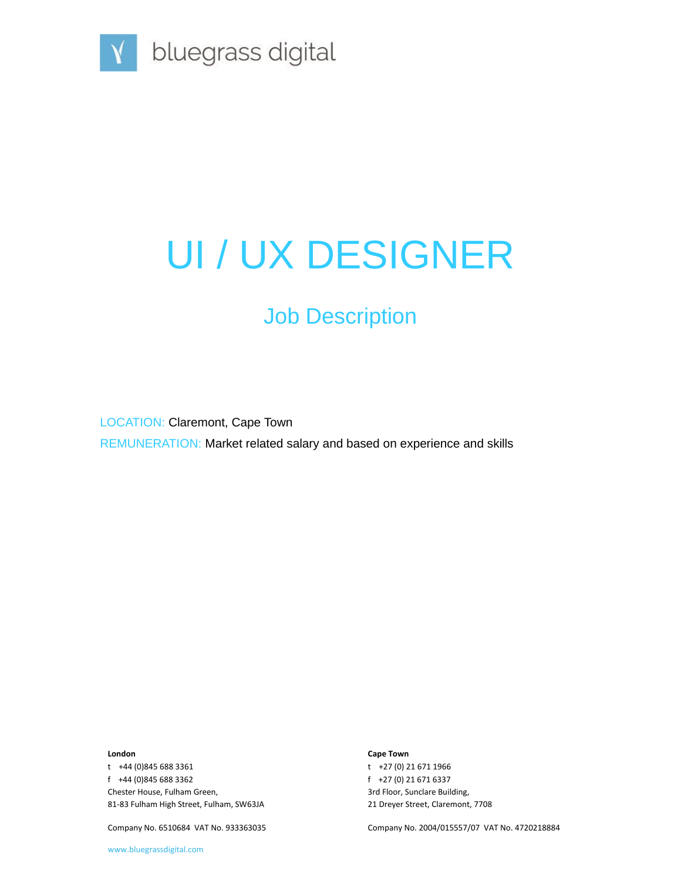bluegrass digital

# UI / UX DESIGNER

## Job Description

LOCATION: Claremont, Cape Town

REMUNERATION: Market related salary and based on experience and skills

**London**

t +44 (0)845 688 3361

f +44 (0)845 688 3362

Chester House, Fulham Green,

81-83 Fulham High Street, Fulham, SW63JA

Company No. 6510684 VAT No. 933363035

**Cape Town**

t +27 (0) 21 671 1966

f +27 (0) 21 671 6337

3rd Floor, Sunclare Building,

21 Dreyer Street, Claremont, 7708

Company No. 2004/015557/07 VAT No. 4720218884

www.bluegrassdigital.com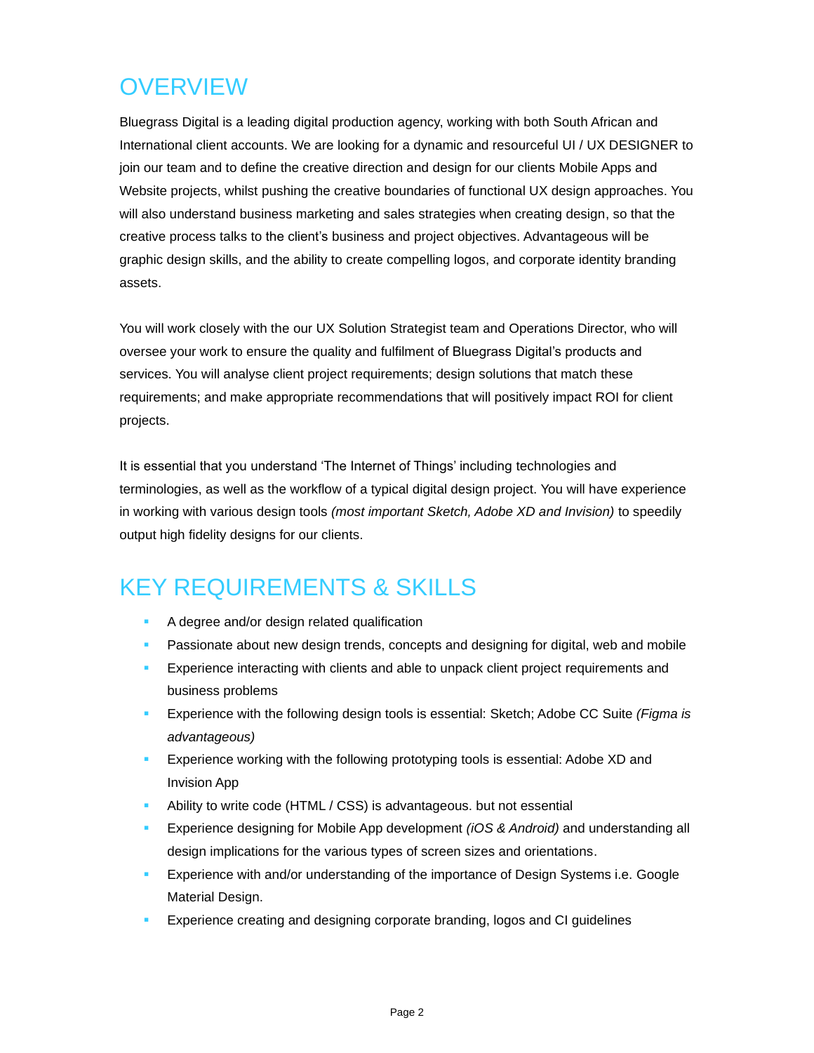## OVERVIEW

Bluegrass Digital is a leading digital production agency, working with both South African and International client accounts. We are looking for a dynamic and resourceful UI / UX DESIGNER to join our team and to define the creative direction and design for our clients Mobile Apps and Website projects, whilst pushing the creative boundaries of functional UX design approaches. You will also understand business marketing and sales strategies when creating design, so that the creative process talks to the client's business and project objectives. Advantageous will be graphic design skills, and the ability to create compelling logos, and corporate identity branding assets.

You will work closely with the our UX Solution Strategist team and Operations Director, who will oversee your work to ensure the quality and fulfilment of Bluegrass Digital's products and services. You will analyse client project requirements; design solutions that match these requirements; and make appropriate recommendations that will positively impact ROI for client projects.

It is essential that you understand 'The Internet of Things' including technologies and terminologies, as well as the workflow of a typical digital design project. You will have experience in working with various design tools *(most important Sketch, Adobe XD and Invision)* to speedily output high fidelity designs for our clients.

## KEY REQUIREMENTS & SKILLS

- A degree and/or design related qualification
- Passionate about new design trends, concepts and designing for digital, web and mobile
- Experience interacting with clients and able to unpack client project requirements and business problems
- Experience with the following design tools is essential: Sketch; Adobe CC Suite *(Figma is advantageous)*
- Experience working with the following prototyping tools is essential: Adobe XD and Invision App
- Ability to write code (HTML / CSS) is advantageous. but not essential
- Experience designing for Mobile App development *(iOS & Android)* and understanding all design implications for the various types of screen sizes and orientations.
- Experience with and/or understanding of the importance of Design Systems i.e. Google Material Design.
- Experience creating and designing corporate branding, logos and CI guidelines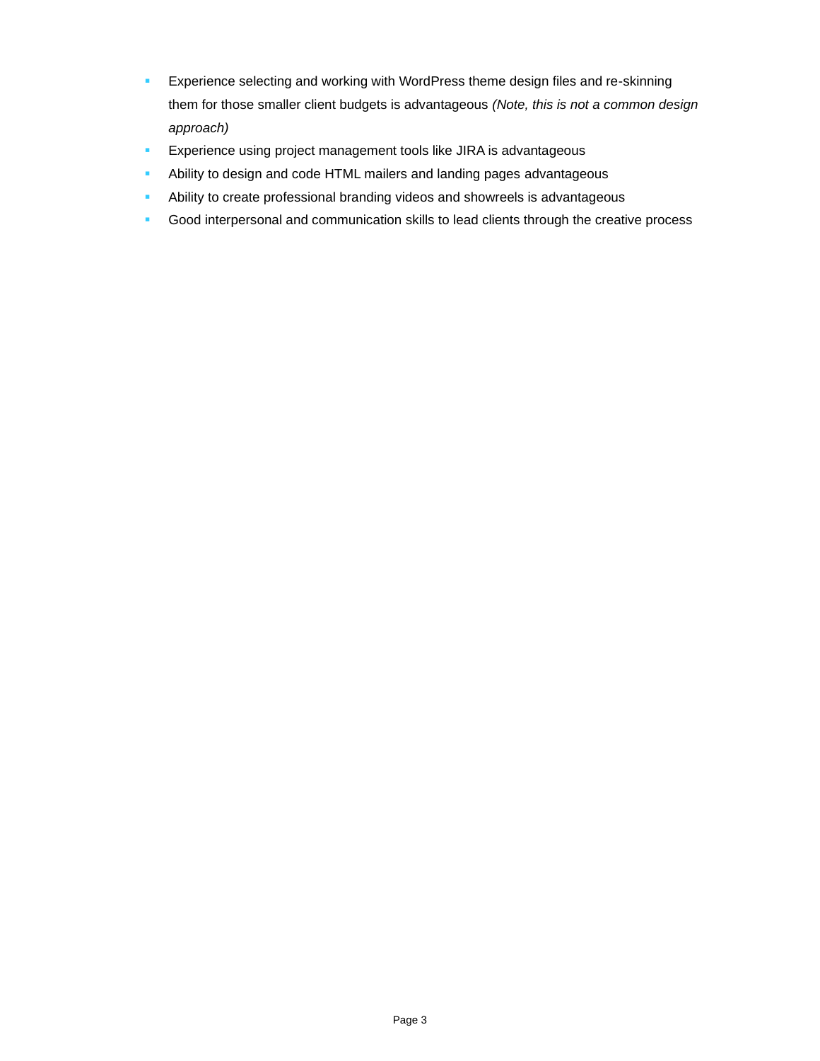- Experience selecting and working with WordPress theme design files and re-skinning them for those smaller client budgets is advantageous *(Note, this is not a common design approach)*
- Experience using project management tools like JIRA is advantageous
- Ability to design and code HTML mailers and landing pages advantageous
- Ability to create professional branding videos and showreels is advantageous
- Good interpersonal and communication skills to lead clients through the creative process